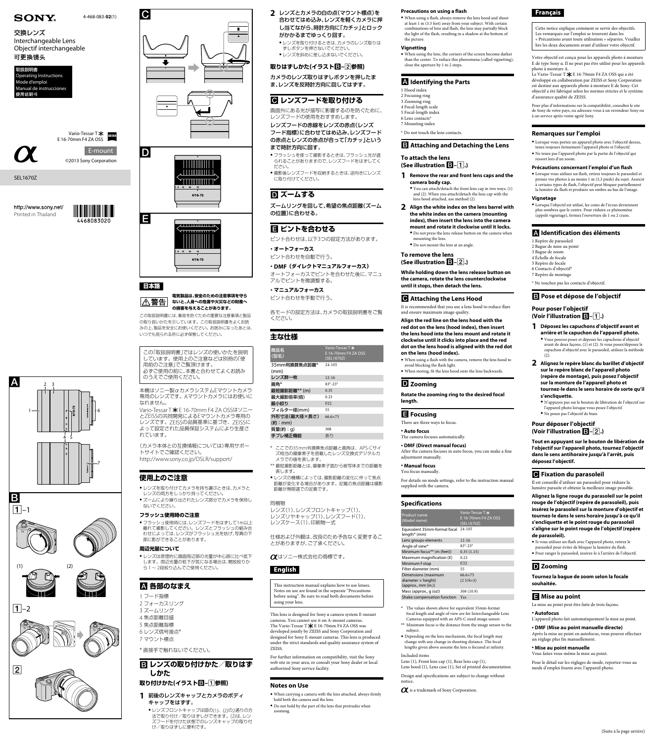SONY

4-468-083-**02**(1)

交換レンズ
Interchangeable Lens
Objectif interchangeable
可更换镜头

取扱説明書
Operating Instructions
Mode d'emploi
Manual de instrucciones
使用说明书

Vario-Tessar T✱
E 16-70mm F4 ZA OSS

E-mount

©2013 Sony Corporation

SEL1670Z

http://www.sony.net/
Printed in Thailand

4468083020

## 日本語

**⚠警告** **電気製品は、安全のための注意事項を守らないと、人身への危害や火災などの財産への損害を与えることがあります。**

この取扱説明書には、事故を防ぐための重要な注意事項と製品の取り扱いかたを示しています。この取扱説明書をよくお読みの上、製品を安全にお使いください。お読みになったあとは、いつでも見られる所に必ず保管してください。

この「取扱説明書」ではレンズの使いかたを説明しています。使用上のご注意なども別冊の「使用前のご注意」でご覧頂けます。
必ずご使用の前に、本書と合わせてよくお読みのうえでご使用ください。

本機はソニー製αカメラシステムEマウントカメラ専用のレンズです。AマウントカメラにはOお使いになれません。
Vario-Tessar T✱ E 16-70mm F4 ZA OSSはソニーとZEISSの共同開発によるEマウントカメラ専用のレンズです。ZEISSの品質基準に基づき、ZEISSによって認定された品質保証システムにより生産されています。

（カメラ本体との互換情報については）専用サポートサイトでご確認ください。
http://www.sony.co.jp/DSLR/support/

### 使用上のご注意

- レンズを取り付けてカメラを持ち運ぶときは、カメラとレンズの両方をしっかり持ってください。
- ズームにより繰り出されたレンズ部分でカメラを保持しないでください。

#### フラッシュ使用時のご注意

- フラッシュ使用時には、レンズフードをはずして1m以上離れて撮影してください。レンズとフラッシュの組み合わせによっては、レンズがフラッシュ光を妨げ、写真の下部に影がでることがあります。

#### 周辺光量について

- レンズは原理的に画面周辺部の光量が中心部に比べ低下します。周辺光量の低下が気になる場合は、開放絞りから1～2段絞り込んでご使用ください。

### A 各部のなまえ

1 フード指標
2 フォーカスリング
3 ズームリング
4 焦点距離目盛
5 焦点距離指標
6 レンズ信号接点*
7 マウント標点

* 直接手で触れないでください。

### B レンズの取り付けかた／取りはずしかた

#### 取り付けかた（イラストB–1参照）

**1** 前後のレンズキャップとカメラのボディキャップをはずす。
- レンズフロントキャップは図の(1)、(2)の2通りの方法で取り付け／取りはずしができます。(2)は、レンズフードを付けた状態でのレンズキャップの取り付け／取りはずしに便利です。

**2** レンズとカメラの白の点（マウント標点）を合わせてはめ込み、レンズを軽くカメラに押し当てながら、時計方向に「カチッ」とロックがかかるまでゆっくり回す。
- レンズを取り付けるときは、カメラのレンズ取りはずしボタンを押さないでください。
- レンズを斜めに差し込まないでください。

#### 取りはずしかた（イラストB–2参照）

カメラのレンズ取りはずしボタンを押したまま、レンズを反時計方向に回してはずす。

### C レンズフードを取り付ける

画面外にある光が描写に影響するのを防ぐために、レンズフードの使用をおすすめします。

**レンズフードの赤線をレンズの赤点（レンズフード指標）に合わせてはめ込み、レンズフードの赤点とレンズの赤点が合って「カチッ」というまで時計方向に回す。**

- フラッシュを使って撮影するときは、フラッシュ光が遮られることがありますので、レンズフードをはずしてください。
- 撮影後レンズフードを収納するときは、逆向きにレンズに取り付けてください。

### D ズームする

**ズームリングを回して、希望の焦点距離（ズームの位置）に合わせる。**

### E ピントを合わせる

ピント合わせは、以下3つの設定方法があります。

**・オートフォーカス**
ピント合わせを自動で行う。

**・DMF（ダイレクトマニュアルフォーカス）**
オートフォーカスでピントを合わせた後に、マニュアルでピントを微調整する。

**・マニュアルフォーカス**
ピント合わせを手動で行う。

各モードの設定方法は、カメラの取扱説明書をご覧ください。

### 主な仕様

| 商品名（型名） | Vario-Tessar T✱ E 16-70mm F4 ZA OSS (SEL1670Z) |
|---|---|
| 35mm判換算焦点距離*(mm) | 24-105 |
| レンズ群–枚 | 12-16 |
| 画角* | 83°-23° |
| 最短撮影距離** (m) | 0.35 |
| 最大撮影倍率(倍) | 0.23 |
| 最小絞り | F22 |
| フィルター径(mm) | 55 |
| 外形寸法（最大径×長さ）（約：mm） | 66.6×75 |
| 質量(約：g) | 308 |
| 手ブレ補正機能 | あり |

\* ここでの35mm判換算焦点距離と画角は、APS-Cサイズ相当の撮像素子を搭載したレンズ交換式デジタルカメラでの値を表します。
\*\* 最短撮影距離とは、撮像素子面から被写体までの距離を表します。
- レンズの機構によっては、撮影距離の変化に伴って焦点距離が変化する場合があります。記載の焦点距離は撮影距離が無限遠での定義です。

同梱物
レンズ(1)、レンズフロントキャップ(1)、レンズリヤキャップ(1)、レンズフード(1)、レンズケース(1)、印刷物一式

仕様および外観は、改良のため予告なく変更することがありますが、ご了承ください。

αはソニー株式会社の商標です。

## English

This instruction manual explains how to use lenses. Notes on use are found in the separate "Precautions before using". Be sure to read both documents before using your lens.

This lens is designed for Sony α camera system E-mount cameras. You cannot use it on A-mount cameras.
The Vario-Tessar T✱ E 16-70mm F4 ZA OSS was developed jointly by ZEISS and Sony Corporation and designed for Sony E-mount cameras. This lens is produced under the strict standards and quality assurance system of ZEISS.

For further information on compatibility, visit the Sony web site in your area, or consult your Sony dealer or local authorized Sony service facility.

### Notes on Use

- When carrying a camera with the lens attached, always firmly hold both the camera and the lens.
- Do not hold by the part of the lens that protrudes when zooming.

#### Precautions on using a flash

- When using a flash, always remove the lens hood and shoot at least 1 m (3.3 feet) away from your subject. With certain combinations of lens and flash, the lens may partially block the light of the flash, resulting in a shadow at the bottom of the picture.

#### Vignetting

- When using the lens, the corners of the screen become darker than the center. To reduce this phenomena (called vignetting), close the aperture by 1 to 2 stops.

### A Identifying the Parts

1 Hood index
2 Focusing ring
3 Zooming ring
4 Focal-length scale
5 Focal-length index
6 Lens contacts*
7 Mounting index

\* Do not touch the lens contacts.

### B Attaching and Detaching the Lens

#### To attach the lens (See illustration B–1.)

**1 Remove the rear and front lens caps and the camera body cap.**
- You can attach/detach the front lens cap in two ways, (1) and (2). When you attach/detach the lens cap with the lens hood attached, use method (2).

**2 Align the white index on the lens barrel with the white index on the camera (mounting index), then insert the lens into the camera mount and rotate it clockwise until it locks.**
- Do not press the lens release button on the camera when mounting the lens.
- Do not mount the lens at an angle.

#### To remove the lens (See illustration B–2.)

**While holding down the lens release button on the camera, rotate the lens counterclockwise until it stops, then detach the lens.**

### C Attaching the Lens Hood

It is recommended that you use a lens hood to reduce flare and ensure maximum image quality.

**Align the red line on the lens hood with the red dot on the lens (hood index), then insert the lens hood into the lens mount and rotate it clockwise until it clicks into place and the red dot on the lens hood is aligned with the red dot on the lens (hood index).**

- When using a flash with the camera, remove the lens hood to avoid blocking the flash light.
- When storing, fit the lens hood onto the lens backwards.

### D Zooming

**Rotate the zooming ring to the desired focal length.**

### E Focusing

There are three ways to focus.

**• Auto focus**
The camera focuses automatically.

**• DMF (Direct manual focus)**
After the camera focuses in auto focus, you can make a fine adjustment manually.

**• Manual focus**
You focus manually.

For details on mode settings, refer to the instruction manual supplied with the camera.

### Specifications

| Product name (Model name) | Vario-Tessar T✱ E 16-70mm F4 ZA OSS (SEL1670Z) |
|---|---|
| Equivalent 35mm-format focal length* (mm) | 24-105 |
| Lens groups-elements | 12-16 |
| Angle of view* | 83°-23° |
| Minimum focus** (m (feet)) | 0.35 (1.15) |
| Maximum magnification (X) | 0.23 |
| Minimum f-stop | f/22 |
| Filter diameter (mm) | 55 |
| Dimensions (maximum diameter × height) (approx., mm (in.)) | 66.6×75 (2 5/8×3) |
| Mass (approx., g (oz)) | 308 (10.9) |
| Shake compensation function | Yes |

\* The values shown above for equivalent 35mm-format focal length and angle of view are for Interchangeable Lens Cameras equipped with an APS-C sized image sensor.
\*\* Minimum focus is the distance from the image sensor to the subject.
- Depending on the lens mechanism, the focal length may change with any change in shooting distance. The focal lengths given above assume the lens is focused at infinity.

Included items
Lens (1), Front lens cap (1), Rear lens cap (1), Lens hood (1), Lens case (1), Set of printed documentation

Design and specifications are subject to change without notice.

α is a trademark of Sony Corporation.

## Français

Cette notice explique comment se servir des objectifs. Les remarques sur l'emploi se trouvent dans les « Précautions avant toute utilisation » séparées. Veuillez lire les deux documents avant d'utiliser votre objectif.

Votre objectif est conçu pour les appareils photo à monture E de type Sony α. Il ne peut pas être utilisé pour les appareils photo à monture A.
Le Vario-Tessar T✱ E 16-70mm F4 ZA OSS qui a été développé en collaboration par ZEISS et Sony Corporation est destiné aux appareils photo à monture E de Sony. Cet objectif a été fabriqué selon les normes strictes et le système d'assurance qualité de ZEISS.

Pour plus d'informations sur la compatibilité, consultez le site de Sony de votre pays, ou adressez-vous à un revendeur Sony ou à un service après-vente agréé Sony.

### Remarques sur l'emploi

- Lorsque vous portez un appareil photo avec l'objectif dessus, tenez toujours fermement l'appareil photo et l'objectif.
- Ne tenez pas l'appareil photo par la partie de l'objectif qui ressort lors d'un zoom.

#### Précautions concernant l'emploi d'un flash

- Lorsque vous utilisez un flash, retirez toujours le parasoleil et prenez vos photos à au moins 1 m (3,3 pieds) du sujet. Associé à certains types de flash, l'objectif peut bloquer partiellement la lumière du flash et produire un ombre au bas de l'image.

#### Vignetage

- Lorsque l'objectif est utilisé, les coins de l'écran deviennent plus sombres que le centre. Pour réduire ce phénomène (appelé vignetage), fermez l'ouverture de 1 ou 2 crans.

### A Identification des éléments

1 Repère de parasoleil
2 Bague de mise au point
3 Bague de zoom
4 Échelle de focale
5 Repère de focale
6 Contacts d'objectif*
7 Repère de montage

\* Ne touchez pas les contacts d'objectif.

### B Pose et dépose de l'objectif

#### Pour poser l'objectif (Voir l'illustration B–1.)

**1 Déposez les capuchons d'objectif avant et arrière et le capuchon de l'appareil photo.**
- Vous pouvez poser et déposer les capuchons d'objectif avant de deux façons, (1) et (2). Si vous posez/déposez le capuchon d'objectif avec le parasoleil, utilisez la méthode (2).

**2 Alignez le repère blanc du barillet d'objectif sur le repère blanc de l'appareil photo (repère de montage), puis posez l'objectif sur la monture de l'appareil photo et tournez-le dans le sens horaire de sorte qu'il s'encliquette.**
- N'appuyez pas sur le bouton de libération de l'objectif sur l'appareil photo lorsque vous posez l'objectif.
- Ne posez pas l'objectif de biais.

#### Pour déposer l'objectif (Voir l'illustration B–2.)

**Tout en appuyant sur le bouton de libération de l'objectif sur l'appareil photo, tournez l'objectif dans le sens antihoraire jusqu'à l'arrêt, puis déposez l'objectif.**

### C Fixation du parasoleil

Il est conseillé d'utiliser un parasoleil pour réduire la lumière parasite et obtenir la meilleure image possible.

**Alignez la ligne rouge du parasoleil sur le point rouge de l'objectif (repère de parasoleil), puis insérez le parasoleil sur la monture d'objectif et tournez-le dans le sens horaire jusqu'à ce qu'il s'encliquette et le point rouge du parasoleil s'aligne sur le point rouge de l'objectif (repère de parasoleil).**

- Si vous utilisez un flash avec l'appareil photo, retirez le parasoleil pour éviter de bloquer la lumière du flash.
- Pour ranger le parasoleil, insérez-le à l'arrière de l'objectif.

### D Zooming

**Tournez la bague de zoom selon la focale souhaitée.**

### E Mise au point

La mise au point peut être faite de trois façons.

**• Autofocus**
L'appareil photo fait automatiquement la mise au point.

**• DMF (Mise au point manuelle directe)**
Après la mise au point en autofocus, vous pouvez effectuer un réglage plus fin manuellement.

**• Mise au point manuelle**
Vous faites vous-même la mise au point.

Pour le détail sur les réglages de mode, reportez-vous au mode d'emploi fourni avec l'appareil photo.

(Suite à la page arrière)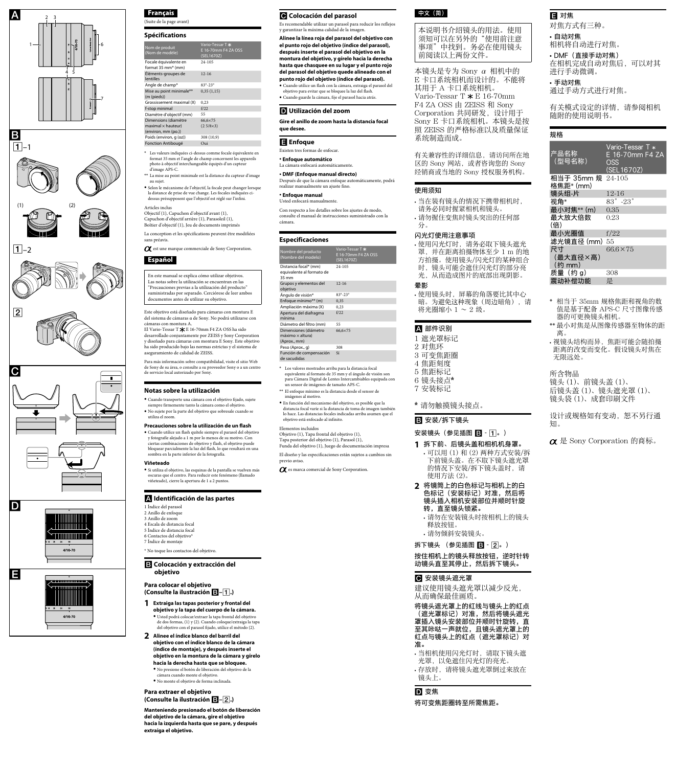A

1 2 3 4 5 6 7

B

1-1

(1) (2)

1-2

2

C

D

E

## Français

(Suite de la page avant)

### Spécifications

| Nom de produit (Nom de modèle) | Vario-Tessar T ✱ E 16-70mm F4 ZA OSS (SEL1670Z) |
|---|---|
| Focale équivalente en format 35 mm* (mm) | 24-105 |
| Éléments-groupes de lentilles | 12-16 |
| Angle de champ* | 83°-23° |
| Mise au point minimale** (m (pieds)) | 0,35 (1,15) |
| Grossissement maximal (X) | 0,23 |
| f-stop minimal | f/22 |
| Diamètre d'objectif (mm) | 55 |
| Dimensions (diamètre maximal × hauteur) (environ, mm (po.)) | 66,6×75 (2 5/8×3) |
| Poids (environ, g (oz)) | 308 (10,9) |
| Fonction Antibougé | Oui |

\* Les valeurs indiquées ci-dessus comme focale équivalente en format 35 mm et l'angle de champ concernent les appareils photo à objectif interchangeable équipés d'un capteur d'image APS-C.

\*\* La mise au point minimale est la distance du capteur d'image au sujet.

• Selon le mécanisme de l'objectif, la focale peut changer lorsque la distance de prise de vue change. Les focales indiquées ci-dessus présupposent que l'objectif est réglé sur l'infini.

Articles inclus
Objectif (1), Capuchon d'objectif avant (1), Capuchon d'objectif arrière (1), Parasoleil (1), Boîtier d'objectif (1), Jeu de documents imprimés

La conception et les spécifications peuvent être modifiées sans préavis.

α est une marque commerciale de Sony Corporation.

## Español

En este manual se explica cómo utilizar objetivos. Las notas sobre la utilización se encuentran en las "Precauciones previas a la utilización del producto" suministradas por separado. Cerciórese de leer ambos documentos antes de utilizar su objetivo.

Este objetivo está diseñado para cámaras con montura E del sistema de cámaras α de Sony. No podrá utilizarse con cámaras con montura A.
El Vario-Tessar T ✱ E 16-70mm F4 ZA OSS ha sido desarrollado conjuntamente por ZEISS y Sony Corporation y diseñado para cámaras con montura E Sony. Este objetivo ha sido producido bajo las normas estrictas y el sistema de aseguramiento de calidad de ZEISS.

Para más información sobre compatibilidad, visite el sitio Web de Sony de su área, o consulte a su proveedor Sony o a un centro de servicio local autorizado por Sony.

### Notas sobre la utilización

- Cuando transporte una cámara con el objetivo fijado, sujete siempre firmemente tanto la cámara como el objetivo.
- No sujete por la parte del objetivo que sobresale cuando se utiliza el zoom.

**Precauciones sobre la utilización de un flash**

- Cuando utilice un flash quite siempre el parasol del objetivo y fotografíe alejado a 1 m por lo menos de su motivo. Con ciertas combinaciones de objetivo y flash, el objetivo puede bloquear parcialmente la luz del flash, lo que resultará en una sombra en la parte inferior de la fotografía.

**Viñeteado**

- Si utiliza el objetivo, las esquinas de la pantalla se vuelven más oscuras que el centro. Para reducir este fenómeno (llamado viñeteado), cierre la apertura de 1 a 2 puntos.

### A Identificación de las partes

1 Índice del parasol
2 Anillo de enfoque
3 Anillo de zoom
4 Escala de distancia focal
5 Índice de distancia focal
6 Contactos del objetivo*
7 Índice de montaje

\* No toque los contactos del objetivo.

### B Colocación y extracción del objetivo

**Para colocar el objetivo (Consulte la ilustración B–1.)**

1 **Extraiga las tapas posterior y frontal del objetivo y la tapa del cuerpo de la cámara.**
   - Usted podrá colocar/extraer la tapa frontal del objetivo de dos formas, (1) y (2). Cuando coloque/extraiga la tapa del objetivo con el parasol fijado, utilice el método (2).

2 **Alinee el índice blanco del barril del objetivo con el índice blanco de la cámara (índice de montaje), y después inserte el objetivo en la montura de la cámara y gírelo hacia la derecha hasta que se bloquee.**
   - No presione el botón de liberación del objetivo de la cámara cuando monte el objetivo.
   - No monte el objetivo de forma inclinada.

**Para extraer el objetivo (Consulte la ilustración B–2.)**

**Manteniendo presionado el botón de liberación del objetivo de la cámara, gire el objetivo hacia la izquierda hasta que se pare, y después extraiga el objetivo.**

### C Colocación del parasol

Es recomendable utilizar un parasol para reducir los reflejos y garantizar la máxima calidad de la imagen.

**Alinee la línea roja del parasol del objetivo con el punto rojo del objetivo (índice del parasol), después inserte el parasol del objetivo en la montura del objetivo, y gírelo hacia la derecha hasta que chasquee en su lugar y el punto rojo del parasol del objetivo quede alineado con el punto rojo del objetivo (índice del parasol).**

- Cuando utilice un flash con la cámara, extraiga el parasol del objetivo para evitar que se bloquee la luz del flash.
- Cuando guarde la cámara, fije el parasol hacia atrás.

### D Utilización del zoom

**Gire el anillo de zoom hasta la distancia focal que desee.**

### E Enfoque

Existen tres formas de enfocar.

**• Enfoque automático**
La cámara enfocará automáticamente.

**• DMF (Enfoque manual directo)**
Después de que la cámara enfoque automáticamente, podrá realizar manualmente un ajuste fino.

**• Enfoque manual**
Usted enfocará manualmente.

Con respecto a los detalles sobre los ajustes de modo, consulte el manual de instrucciones suministrado con la cámara.

### Especificaciones

| Nombre del producto (Nombre del modelo) | Vario-Tessar T ✱ E 16-70mm F4 ZA OSS (SEL1670Z) |
|---|---|
| Distancia focal* (mm) equivalente al formato de 35 mm | 24-105 |
| Grupos y elementos del objetivo | 12-16 |
| Ángulo de visión* | 83°-23° |
| Enfoque mínimo** (m) | 0,35 |
| Ampliación máxima (X) | 0,23 |
| Apertura del diafragma mínima | f/22 |
| Diámetro del filtro (mm) | 55 |
| Dimensiones (diámetro máximo × altura) (Aprox., mm) | 66,6×75 |
| Peso (Aprox., g) | 308 |
| Función de compensación de sacudidas | Sí |

\* Los valores mostrados arriba para la distancia focal equivalente al formato de 35 mm y el ángulo de visión son para Cámara Digital de Lentes Intercambiables equipada con un sensor de imágenes de tamaño APS-C.

\*\* El enfoque mínimo es la distancia desde el sensor de imágenes al motivo.

• En función del mecanismo del objetivo, es posible que la distancia focal varíe si la distancia de toma de imagen también lo hace. Las distancias focales indicadas arriba asumen que el objetivo está enfocado al infinito.

Elementos incluidos
Objetivo (1), Tapa frontal del objetivo (1), Tapa posterior del objetivo (1), Parasol (1), Funda del objetivo (1), Juego de documentación impresa

El diseño y las especificaciones están sujetos a cambios sin previo aviso.

α es marca comercial de Sony Corporation.

## 中文（简）

本说明书介绍镜头的用法。使用须知可以在另外的“使用前注意事项”中找到。务必在使用镜头前阅读以上两份文件。

本镜头是专为 Sony α 相机中的 E 卡口系统相机而设计的。不能将其用于 A 卡口系统相机。
Vario-Tessar T ✱ E 16-70mm F4 ZA OSS 由 ZEISS 和 Sony Corporation 共同研发，设计用于 Sony E 卡口系统相机。本镜头是按照 ZEISS 的严格标准以及质量保证系统制造而成。

有关兼容性的详细信息，请访问所在地区的 Sony 网站，或者咨询您的 Sony 经销商或当地的 Sony 授权服务机构。

### 使用须知

- 当在装有镜头的情况下携带相机时，请务必同时抓紧相机和镜头。
- 请勿握住变焦时镜头突出的任何部分。

### 闪光灯使用注意事项

- 使用闪光灯时，请务必取下镜头遮光罩，并在距离拍摄体至少 1 m 的地方拍摄。使用镜头/闪光灯的某种组合时，镜头可能会遮住闪光灯的部分亮光，从而造成图片的底部出现阴影。

### 晕影

- 使用镜头时，屏幕的角落要比其中心暗。为避免这种现象（周边暗角），请将光圈缩小 1 ～ 2 级。

### A 部件识别

1 遮光罩标记
2 对焦环
3 可变焦距圈
4 焦距刻度
5 焦距标记
6 镜头接点*
7 安装标记

\* 请勿触摸镜头接点。

### B 安装/拆下镜头

安装镜头（参见插图 B - 1。）

1 **拆下前、后镜头盖和相机机身罩。**
   - 可以用 (1) 和 (2) 两种方式安装/拆下前镜头盖。在不取下镜头遮光罩的情况下安装/拆下镜头盖时，请使用方法 (2)。

2 **将镜筒上的白色标记与相机上的白色标记（安装标记）对准，然后将镜头插入相机安装部位并顺时针旋转，直至镜头锁紧。**
   - 请勿在安装镜头时按相机上的镜头释放按钮。
   - 请勿倾斜安装镜头。

拆下镜头 （参见插图 B - 2。）

**按住相机上的镜头释放按钮，逆时针转动镜头直至其停止，然后拆下镜头。**

### C 安装镜头遮光罩

建议使用镜头遮光罩以减少反光，从而确保最佳画质。

**将镜头遮光罩上的红线与镜头上的红点（遮光罩标记）对准，然后将镜头遮光罩插入镜头安装部位并顺时针旋转，直至其咔哒一声就位，且镜头遮光罩上的红点与镜头上的红点（遮光罩标记）对准。**

- 当相机使用闪光灯时，请取下镜头遮光罩，以免遮住闪光灯的亮光。
- 存放时，请将镜头遮光罩倒过来放在镜头上。

### D 变焦

**将可变焦距圈转至所需焦距。**

### E 对焦

对焦方式有三种。

**• 自动对焦**
相机将自动进行对焦。

**• DMF（直接手动对焦）**
在相机完成自动对焦后，可以对其进行手动微调。

**• 手动对焦**
通过手动方式进行对焦。

有关模式设定的详情，请参阅相机随附的使用说明书。

### 规格

| 产品名称（型号名称） | Vario-Tessar T ✱ E 16-70mm F4 ZA OSS (SEL1670Z) |
|---|---|
| 相当于 35mm 规格焦距* (mm) | 24-105 |
| 镜头组-片 | 12-16 |
| 视角* | 83°-23° |
| 最小对焦** (m) | 0.35 |
| 最大放大倍数（倍） | 0.23 |
| 最小光圈值 | f/22 |
| 滤光镜直径 (mm) | 55 |
| 尺寸（最大直径×高）（约 mm） | 66.6×75 |
| 质量（约 g） | 308 |
| 震动补偿功能 | 是 |

\* 相当于 35mm 规格焦距和视角的数值是基于配备 APS-C 尺寸图像传感器的可更换镜头相机。

\*\* 最小对焦是从图像传感器至物体的距离。

• 视镜头结构而异，焦距可能会随拍摄距离的改变而变化。假设镜头对焦在无限远处。

所含物品
镜头 (1)、前镜头盖 (1)、后镜头盖 (1)、镜头遮光罩 (1)、镜头袋 (1)、成套印刷文件

设计或规格如有变动，恕不另行通知。

α 是 Sony Corporation 的商标。